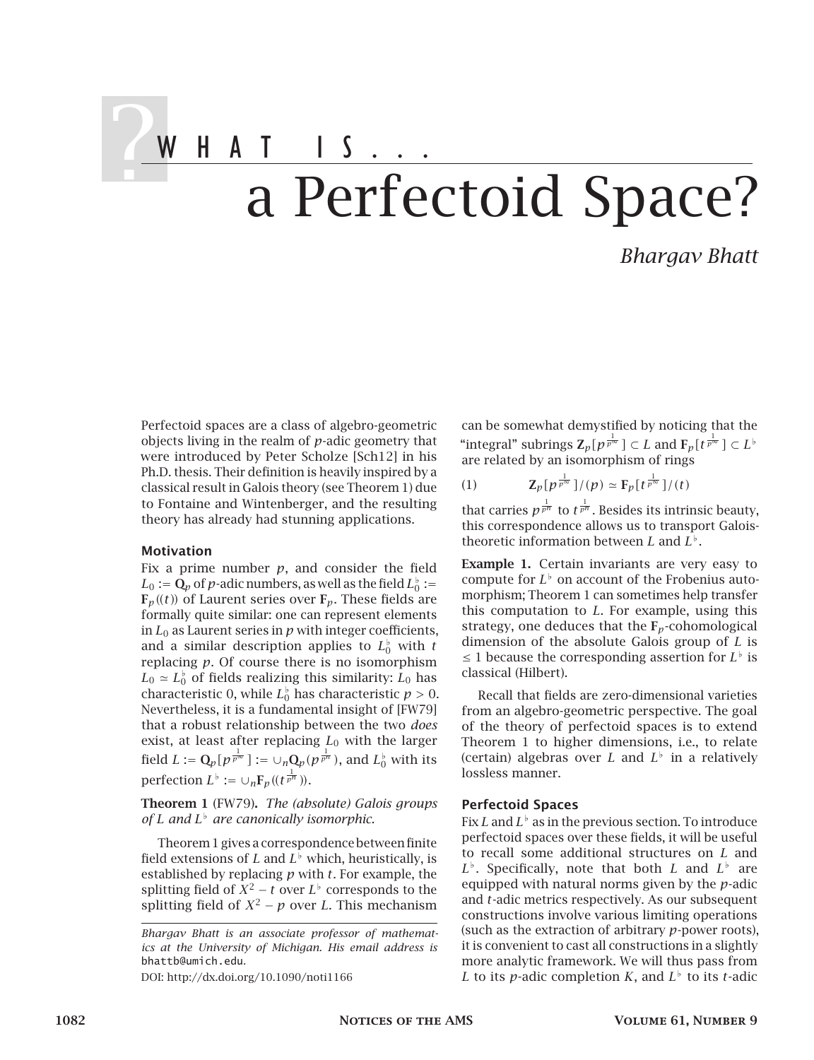# WHAT IS... a Perfectoid Space?

*Bhargav Bhatt*

Perfectoid spaces are a class of algebro-geometric objects living in the realm of $p$-adic geometry that were introduced by Peter Scholze [Sch12] in his Ph.D. thesis. Their definition is heavily inspired by a classical result in Galois theory (see Theorem 1) due to Fontaine and Wintenberger, and the resulting theory has already had stunning applications.

### Motivation

Fix a prime number $p$, and consider the field $L_0 := \mathbf{Q}_p$ of $p$-adic numbers, as well as the field $L_0^\flat := \mathbf{F}_p((t))$ of Laurent series over $\mathbf{F}_p$. These fields are formally quite similar: one can represent elements in $L_0$ as Laurent series in $p$ with integer coefficients, and a similar description applies to $L_0^\flat$ with $t$ replacing $p$. Of course there is no isomorphism $L_0 \simeq L_0^\flat$ of fields realizing this similarity: $L_0$ has characteristic 0, while $L_0^\flat$ has characteristic $p > 0$. Nevertheless, it is a fundamental insight of [FW79] that a robust relationship between the two *does* exist, at least after replacing $L_0$ with the larger field $L := \mathbf{Q}_p[p^{\frac{1}{p^\infty}}] := \cup_n \mathbf{Q}_p(p^{\frac{1}{p^n}})$, and $L_0^\flat$ with its perfection $L^\flat := \cup_n \mathbf{F}_p((t^{\frac{1}{p^n}}))$.

**Theorem 1** (FW79)**.** *The (absolute) Galois groups of $L$ and $L^\flat$ are canonically isomorphic.*

Theorem 1 gives a correspondence between finite field extensions of $L$ and $L^\flat$ which, heuristically, is established by replacing $p$ with $t$. For example, the splitting field of $X^2 - t$ over $L^\flat$ corresponds to the splitting field of $X^2 - p$ over $L$. This mechanism can be somewhat demystified by noticing that the "integral" subrings $\mathbf{Z}_p[p^{\frac{1}{p^\infty}}] \subset L$ and $\mathbf{F}_p[t^{\frac{1}{p^\infty}}] \subset L^\flat$ are related by an isomorphism of rings

$$\mathbf{Z}_p[p^{\frac{1}{p^\infty}}]/(p) \simeq \mathbf{F}_p[t^{\frac{1}{p^\infty}}]/(t) \qquad (1)$$

that carries $p^{\frac{1}{p^n}}$ to $t^{\frac{1}{p^n}}$. Besides its intrinsic beauty, this correspondence allows us to transport Galois-theoretic information between $L$ and $L^\flat$.

**Example 1.** Certain invariants are very easy to compute for $L^\flat$ on account of the Frobenius automorphism; Theorem 1 can sometimes help transfer this computation to $L$. For example, using this strategy, one deduces that the $\mathbf{F}_p$-cohomological dimension of the absolute Galois group of $L$ is $\leq 1$ because the corresponding assertion for $L^\flat$ is classical (Hilbert).

Recall that fields are zero-dimensional varieties from an algebro-geometric perspective. The goal of the theory of perfectoid spaces is to extend Theorem 1 to higher dimensions, i.e., to relate (certain) algebras over $L$ and $L^\flat$ in a relatively lossless manner.

### Perfectoid Spaces

Fix $L$ and $L^\flat$ as in the previous section. To introduce perfectoid spaces over these fields, it will be useful to recall some additional structures on $L$ and $L^\flat$. Specifically, note that both $L$ and $L^\flat$ are equipped with natural norms given by the $p$-adic and $t$-adic metrics respectively. As our subsequent constructions involve various limiting operations (such as the extraction of arbitrary $p$-power roots), it is convenient to cast all constructions in a slightly more analytic framework. We will thus pass from $L$ to its $p$-adic completion $K$, and $L^\flat$ to its $t$-adic

---

*Bhargav Bhatt is an associate professor of mathematics at the University of Michigan. His email address is* bhattb@umich.edu.

DOI: http://dx.doi.org/10.1090/noti1166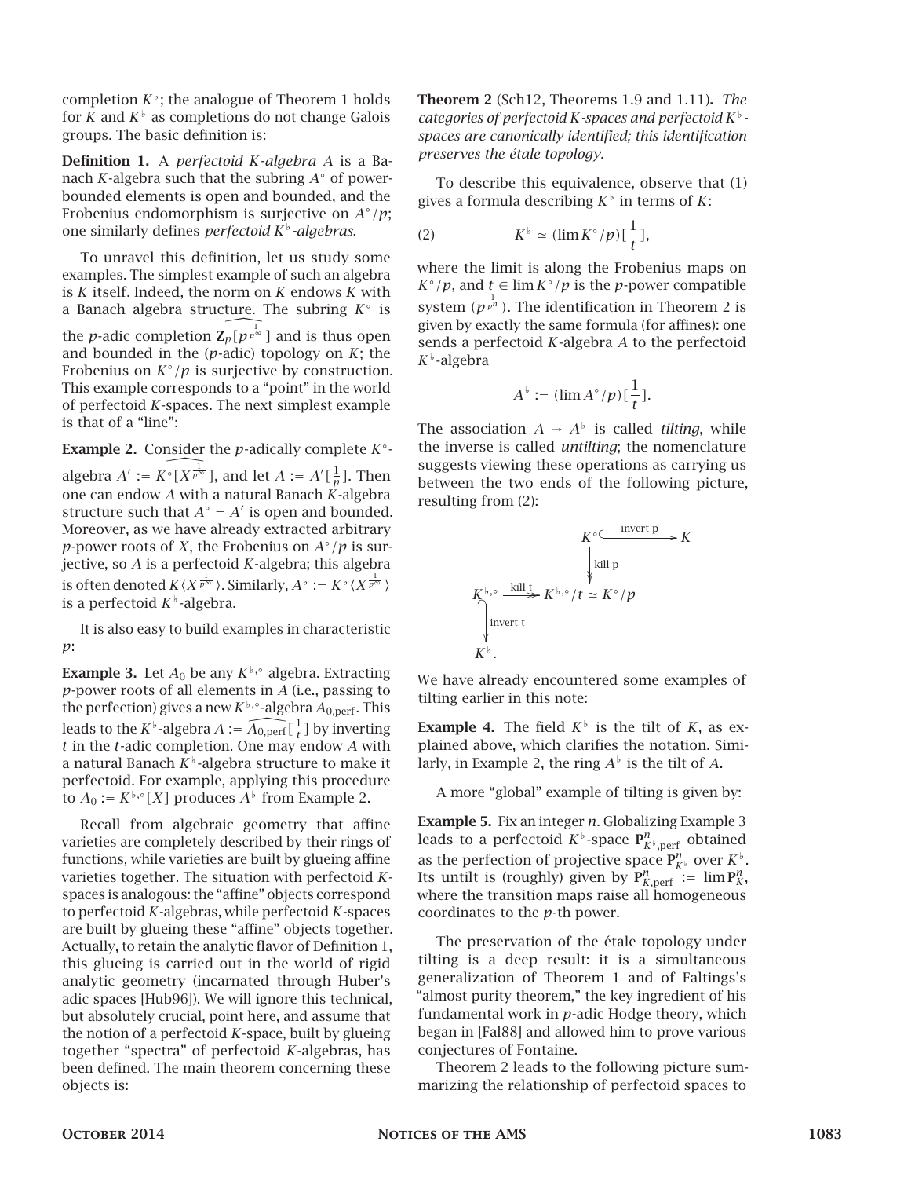completion $K^\flat$; the analogue of Theorem 1 holds for $K$ and $K^\flat$ as completions do not change Galois groups. The basic definition is:

**Definition 1.** A *perfectoid $K$-algebra $A$* is a Banach $K$-algebra such that the subring $A^\circ$ of power-bounded elements is open and bounded, and the Frobenius endomorphism is surjective on $A^\circ/p$; one similarly defines *perfectoid $K^\flat$-algebras*.

To unravel this definition, let us study some examples. The simplest example of such an algebra is $K$ itself. Indeed, the norm on $K$ endows $K$ with a Banach algebra structure. The subring $K^\circ$ is the $p$-adic completion $\widehat{\mathbf{Z}_p[p^{\frac{1}{p^\infty}}]}$ and is thus open and bounded in the ($p$-adic) topology on $K$; the Frobenius on $K^\circ/p$ is surjective by construction. This example corresponds to a "point" in the world of perfectoid $K$-spaces. The next simplest example is that of a "line":

**Example 2.** Consider the $p$-adically complete $K^\circ$-algebra $A' := \widehat{K^\circ[X^{\frac{1}{p^\infty}}]}$, and let $A := A'[\frac{1}{p}]$. Then one can endow $A$ with a natural Banach $K$-algebra structure such that $A^\circ = A'$ is open and bounded. Moreover, as we have already extracted arbitrary $p$-power roots of $X$, the Frobenius on $A^\circ/p$ is surjective, so $A$ is a perfectoid $K$-algebra; this algebra is often denoted $K\langle X^{\frac{1}{p^\infty}}\rangle$. Similarly, $A^\flat := K^\flat\langle X^{\frac{1}{p^\infty}}\rangle$ is a perfectoid $K^\flat$-algebra.

It is also easy to build examples in characteristic $p$:

**Example 3.** Let $A_0$ be any $K^{\flat,\circ}$ algebra. Extracting $p$-power roots of all elements in $A$ (i.e., passing to the perfection) gives a new $K^{\flat,\circ}$-algebra $A_{0,\text{perf}}$. This leads to the $K^\flat$-algebra $A := \widehat{A_{0,\text{perf}}}[\frac{1}{t}]$ by inverting $t$ in the $t$-adic completion. One may endow $A$ with a natural Banach $K^\flat$-algebra structure to make it perfectoid. For example, applying this procedure to $A_0 := K^{\flat,\circ}[X]$ produces $A^\flat$ from Example 2.

Recall from algebraic geometry that affine varieties are completely described by their rings of functions, while varieties are built by glueing affine varieties together. The situation with perfectoid $K$-spaces is analogous: the "affine" objects correspond to perfectoid $K$-algebras, while perfectoid $K$-spaces are built by glueing these "affine" objects together. Actually, to retain the analytic flavor of Definition 1, this glueing is carried out in the world of rigid analytic geometry (incarnated through Huber's adic spaces [Hub96]). We will ignore this technical, but absolutely crucial, point here, and assume that the notion of a perfectoid $K$-space, built by glueing together "spectra" of perfectoid $K$-algebras, has been defined. The main theorem concerning these objects is:

**Theorem 2** (Sch12, Theorems 1.9 and 1.11)**.** *The categories of perfectoid $K$-spaces and perfectoid $K^\flat$-spaces are canonically identified; this identification preserves the étale topology.*

To describe this equivalence, observe that (1) gives a formula describing $K^\flat$ in terms of $K$:

$$K^\flat \simeq (\lim K^\circ/p)[\frac{1}{t}], \tag{2}$$

where the limit is along the Frobenius maps on $K^\circ/p$, and $t \in \lim K^\circ/p$ is the $p$-power compatible system $(p^{\frac{1}{p^n}})$. The identification in Theorem 2 is given by exactly the same formula (for affines): one sends a perfectoid $K$-algebra $A$ to the perfectoid $K^\flat$-algebra

$$A^\flat := (\lim A^\circ/p)[\frac{1}{t}].$$

The association $A \mapsto A^\flat$ is called *tilting*, while the inverse is called *untilting*; the nomenclature suggests viewing these operations as carrying us between the two ends of the following picture, resulting from (2):

$$\begin{array}{ccc} & & K^\circ \xrightarrow{\text{invert p}} K \\ & & \big\downarrow \text{kill p} \\ K^{\flat,\circ} & \xrightarrow{\text{kill t}} & K^{\flat,\circ}/t \simeq K^\circ/p \\ \big\downarrow \text{invert t} & & \\ K^\flat. & & \end{array}$$

We have already encountered some examples of tilting earlier in this note:

**Example 4.** The field $K^\flat$ is the tilt of $K$, as explained above, which clarifies the notation. Similarly, in Example 2, the ring $A^\flat$ is the tilt of $A$.

A more "global" example of tilting is given by:

**Example 5.** Fix an integer $n$. Globalizing Example 3 leads to a perfectoid $K^\flat$-space $\mathbf{P}^n_{K^\flat,\text{perf}}$ obtained as the perfection of projective space $\mathbf{P}^n_{K^\flat}$ over $K^\flat$. Its untilt is (roughly) given by $\mathbf{P}^n_{K,\text{perf}} := \lim \mathbf{P}^n_K$, where the transition maps raise all homogeneous coordinates to the $p$-th power.

The preservation of the étale topology under tilting is a deep result: it is a simultaneous generalization of Theorem 1 and of Faltings's "almost purity theorem," the key ingredient of his fundamental work in $p$-adic Hodge theory, which began in [Fal88] and allowed him to prove various conjectures of Fontaine.

Theorem 2 leads to the following picture summarizing the relationship of perfectoid spaces to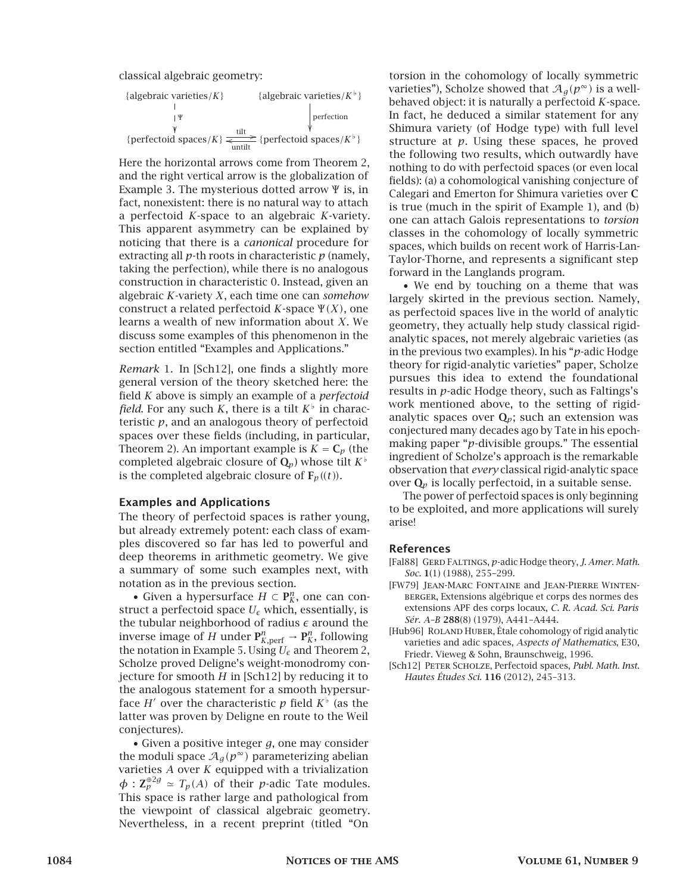classical algebraic geometry:

$$\begin{array}{ccc}
\{\text{algebraic varieties}/K\} & & \{\text{algebraic varieties}/K^\flat\} \\
\downarrow \Psi & & \downarrow \text{perfection} \\
\{\text{perfectoid spaces}/K\} & \underset{\text{untilt}}{\overset{\text{tilt}}{\rightleftarrows}} & \{\text{perfectoid spaces}/K^\flat\}
\end{array}$$

Here the horizontal arrows come from Theorem 2, and the right vertical arrow is the globalization of Example 3. The mysterious dotted arrow $\Psi$ is, in fact, nonexistent: there is no natural way to attach a perfectoid $K$-space to an algebraic $K$-variety. This apparent asymmetry can be explained by noticing that there is a *canonical* procedure for extracting all $p$-th roots in characteristic $p$ (namely, taking the perfection), while there is no analogous construction in characteristic 0. Instead, given an algebraic $K$-variety $X$, each time one can *somehow* construct a related perfectoid $K$-space $\Psi(X)$, one learns a wealth of new information about $X$. We discuss some examples of this phenomenon in the section entitled "Examples and Applications."

*Remark* 1. In [Sch12], one finds a slightly more general version of the theory sketched here: the field $K$ above is simply an example of a *perfectoid field*. For any such $K$, there is a tilt $K^\flat$ in characteristic $p$, and an analogous theory of perfectoid spaces over these fields (including, in particular, Theorem 2). An important example is $K = \mathbf{C}_p$ (the completed algebraic closure of $\mathbf{Q}_p$) whose tilt $K^\flat$ is the completed algebraic closure of $\mathbf{F}_p((t))$.

### Examples and Applications

The theory of perfectoid spaces is rather young, but already extremely potent: each class of examples discovered so far has led to powerful and deep theorems in arithmetic geometry. We give a summary of some such examples next, with notation as in the previous section.

- Given a hypersurface $H \subset \mathbf{P}^n_K$, one can construct a perfectoid space $U_\epsilon$ which, essentially, is the tubular neighborhood of radius $\epsilon$ around the inverse image of $H$ under $\mathbf{P}^n_{K,\mathrm{perf}} \to \mathbf{P}^n_K$, following the notation in Example 5. Using $U_\epsilon$ and Theorem 2, Scholze proved Deligne's weight-monodromy conjecture for smooth $H$ in [Sch12] by reducing it to the analogous statement for a smooth hypersurface $H'$ over the characteristic $p$ field $K^\flat$ (as the latter was proven by Deligne en route to the Weil conjectures).

- Given a positive integer $g$, one may consider the moduli space $\mathcal{A}_g(p^\infty)$ parameterizing abelian varieties $A$ over $K$ equipped with a trivialization $\phi : \mathbf{Z}_p^{\oplus 2g} \simeq T_p(A)$ of their $p$-adic Tate modules. This space is rather large and pathological from the viewpoint of classical algebraic geometry. Nevertheless, in a recent preprint (titled "On torsion in the cohomology of locally symmetric varieties"), Scholze showed that $\mathcal{A}_g(p^\infty)$ is a well-behaved object: it is naturally a perfectoid $K$-space. In fact, he deduced a similar statement for any Shimura variety (of Hodge type) with full level structure at $p$. Using these spaces, he proved the following two results, which outwardly have nothing to do with perfectoid spaces (or even local fields): (a) a cohomological vanishing conjecture of Calegari and Emerton for Shimura varieties over $\mathbf{C}$ is true (much in the spirit of Example 1), and (b) one can attach Galois representations to *torsion* classes in the cohomology of locally symmetric spaces, which builds on recent work of Harris-Lan-Taylor-Thorne, and represents a significant step forward in the Langlands program.

- We end by touching on a theme that was largely skirted in the previous section. Namely, as perfectoid spaces live in the world of analytic geometry, they actually help study classical rigid-analytic spaces, not merely algebraic varieties (as in the previous two examples). In his "$p$-adic Hodge theory for rigid-analytic varieties" paper, Scholze pursues this idea to extend the foundational results in $p$-adic Hodge theory, such as Faltings's work mentioned above, to the setting of rigid-analytic spaces over $\mathbf{Q}_p$; such an extension was conjectured many decades ago by Tate in his epoch-making paper "$p$-divisible groups." The essential ingredient of Scholze's approach is the remarkable observation that *every* classical rigid-analytic space over $\mathbf{Q}_p$ is locally perfectoid, in a suitable sense.

The power of perfectoid spaces is only beginning to be exploited, and more applications will surely arise!

### References

[Fal88] Gerd Faltings, $p$-adic Hodge theory, *J. Amer. Math. Soc.* **1**(1) (1988), 255–299.

[FW79] Jean-Marc Fontaine and Jean-Pierre Wintenberger, Extensions algébrique et corps des normes des extensions APF des corps locaux, *C. R. Acad. Sci. Paris Sér. A–B* **288**(8) (1979), A441–A444.

[Hub96] Roland Huber, Étale cohomology of rigid analytic varieties and adic spaces, *Aspects of Mathematics*, E30, Friedr. Vieweg & Sohn, Braunschweig, 1996.

[Sch12] Peter Scholze, Perfectoid spaces, *Publ. Math. Inst. Hautes Études Sci.* **116** (2012), 245–313.